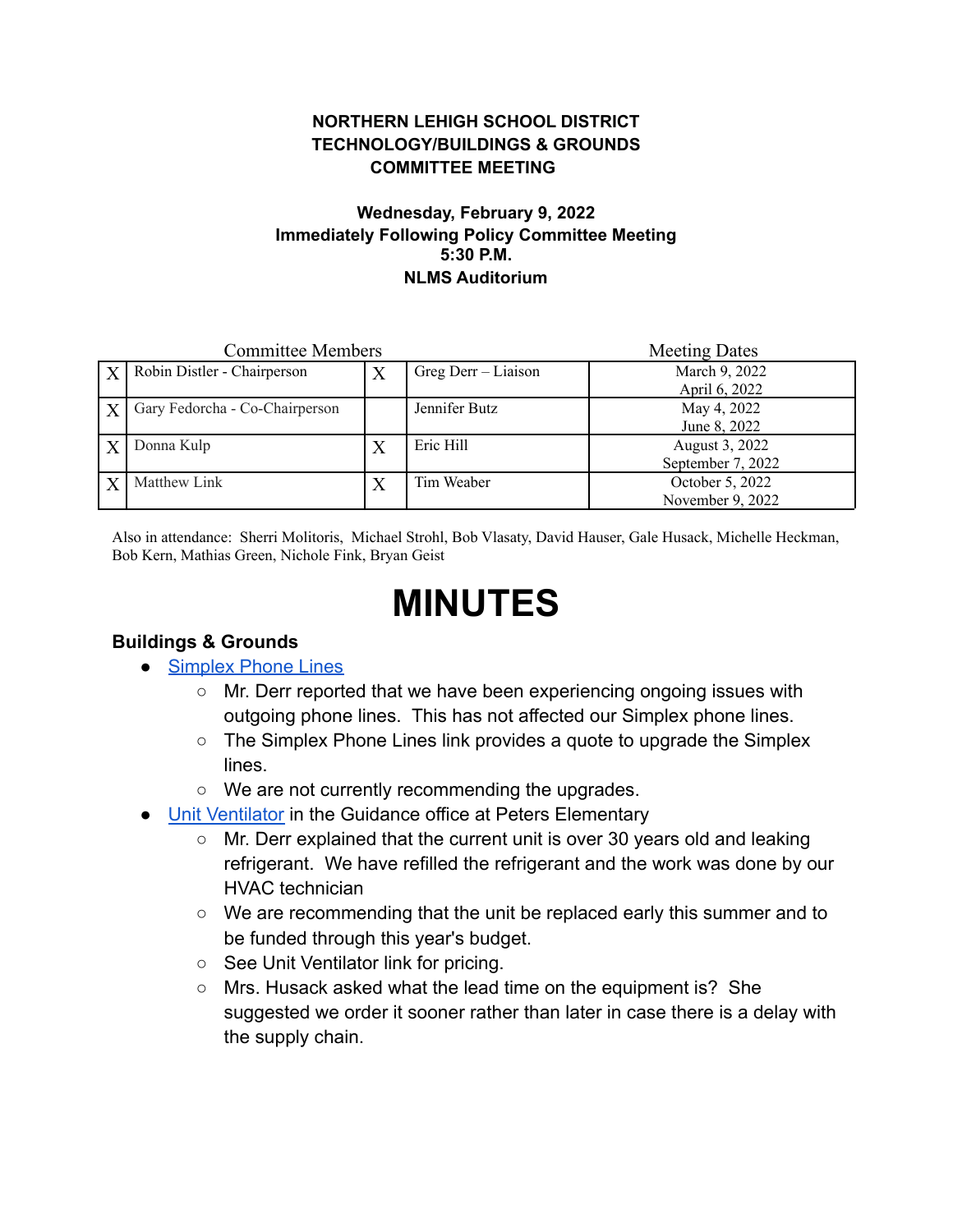**NORTHERN LEHIGH SCHOOL DISTRICT**
**TECHNOLOGY/BUILDINGS & GROUNDS**
**COMMITTEE MEETING**

**Wednesday, February 9, 2022**
**Immediately Following Policy Committee Meeting**
**5:30 P.M.**
**NLMS Auditorium**

| | Committee Members | | | Meeting Dates |
|---|---|---|---|---|
| X | Robin Distler - Chairperson | X | Greg Derr – Liaison | March 9, 2022<br>April 6, 2022 |
| X | Gary Fedorcha - Co-Chairperson | | Jennifer Butz | May 4, 2022<br>June 8, 2022 |
| X | Donna Kulp | X | Eric Hill | August 3, 2022<br>September 7, 2022 |
| X | Matthew Link | X | Tim Weaber | October 5, 2022<br>November 9, 2022 |

Also in attendance: Sherri Molitoris, Michael Strohl, Bob Vlasaty, David Hauser, Gale Husack, Michelle Heckman, Bob Kern, Mathias Green, Nichole Fink, Bryan Geist

# MINUTES

### Buildings & Grounds

- Simplex Phone Lines
  - Mr. Derr reported that we have been experiencing ongoing issues with outgoing phone lines. This has not affected our Simplex phone lines.
  - The Simplex Phone Lines link provides a quote to upgrade the Simplex lines.
  - We are not currently recommending the upgrades.
- Unit Ventilator in the Guidance office at Peters Elementary
  - Mr. Derr explained that the current unit is over 30 years old and leaking refrigerant. We have refilled the refrigerant and the work was done by our HVAC technician
  - We are recommending that the unit be replaced early this summer and to be funded through this year's budget.
  - See Unit Ventilator link for pricing.
  - Mrs. Husack asked what the lead time on the equipment is? She suggested we order it sooner rather than later in case there is a delay with the supply chain.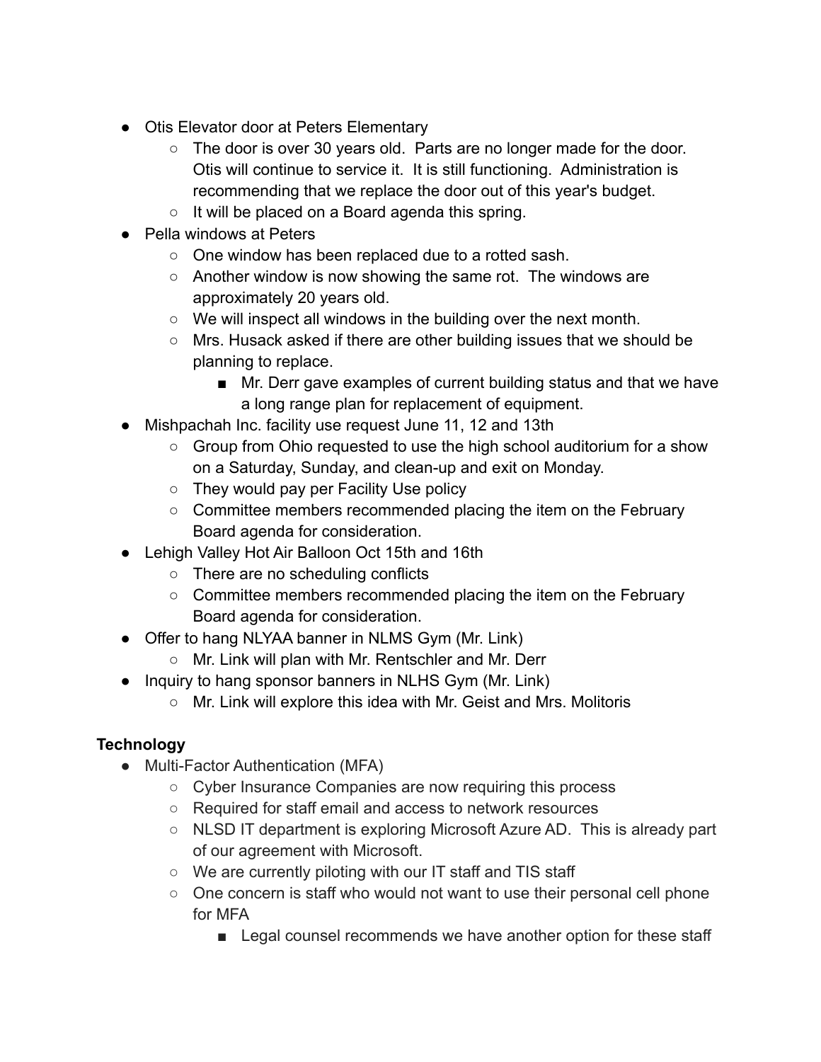- Otis Elevator door at Peters Elementary
  - The door is over 30 years old.  Parts are no longer made for the door. Otis will continue to service it.  It is still functioning.  Administration is recommending that we replace the door out of this year's budget.
  - It will be placed on a Board agenda this spring.
- Pella windows at Peters
  - One window has been replaced due to a rotted sash.
  - Another window is now showing the same rot.  The windows are approximately 20 years old.
  - We will inspect all windows in the building over the next month.
  - Mrs. Husack asked if there are other building issues that we should be planning to replace.
    - Mr. Derr gave examples of current building status and that we have a long range plan for replacement of equipment.
- Mishpachah Inc. facility use request June 11, 12 and 13th
  - Group from Ohio requested to use the high school auditorium for a show on a Saturday, Sunday, and clean-up and exit on Monday.
  - They would pay per Facility Use policy
  - Committee members recommended placing the item on the February Board agenda for consideration.
- Lehigh Valley Hot Air Balloon Oct 15th and 16th
  - There are no scheduling conflicts
  - Committee members recommended placing the item on the February Board agenda for consideration.
- Offer to hang NLYAA banner in NLMS Gym (Mr. Link)
  - Mr. Link will plan with Mr. Rentschler and Mr. Derr
- Inquiry to hang sponsor banners in NLHS Gym (Mr. Link)
  - Mr. Link will explore this idea with Mr. Geist and Mrs. Molitoris

**Technology**

- Multi-Factor Authentication (MFA)
  - Cyber Insurance Companies are now requiring this process
  - Required for staff email and access to network resources
  - NLSD IT department is exploring Microsoft Azure AD.  This is already part of our agreement with Microsoft.
  - We are currently piloting with our IT staff and TIS staff
  - One concern is staff who would not want to use their personal cell phone for MFA
    - Legal counsel recommends we have another option for these staff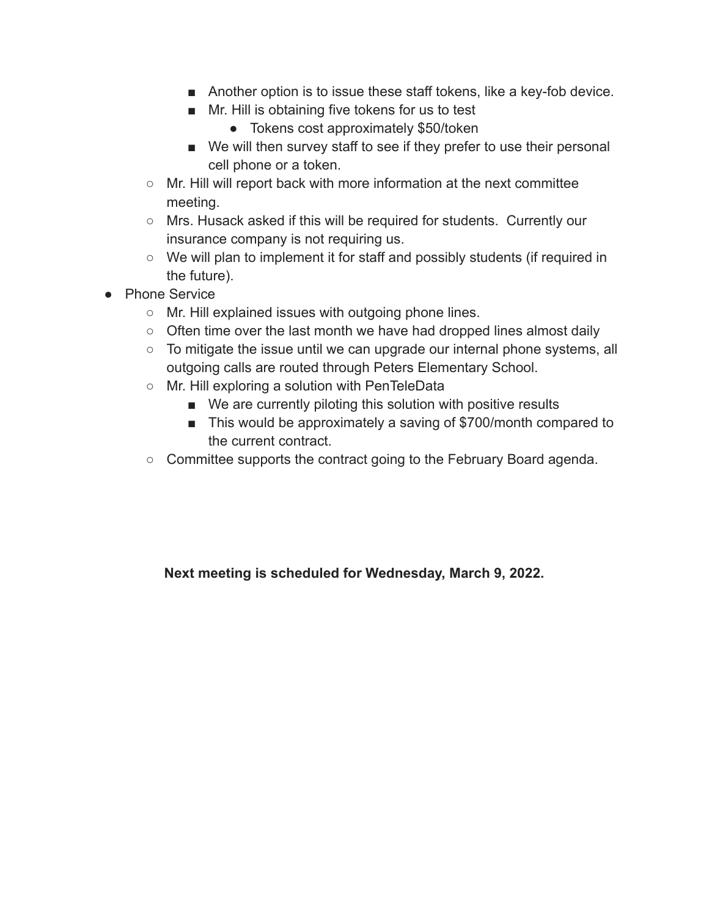- Another option is to issue these staff tokens, like a key-fob device.
        - Mr. Hill is obtaining five tokens for us to test
            - Tokens cost approximately $50/token
        - We will then survey staff to see if they prefer to use their personal cell phone or a token.
    - Mr. Hill will report back with more information at the next committee meeting.
    - Mrs. Husack asked if this will be required for students. Currently our insurance company is not requiring us.
    - We will plan to implement it for staff and possibly students (if required in the future).
- Phone Service
    - Mr. Hill explained issues with outgoing phone lines.
    - Often time over the last month we have had dropped lines almost daily
    - To mitigate the issue until we can upgrade our internal phone systems, all outgoing calls are routed through Peters Elementary School.
    - Mr. Hill exploring a solution with PenTeleData
        - We are currently piloting this solution with positive results
        - This would be approximately a saving of $700/month compared to the current contract.
    - Committee supports the contract going to the February Board agenda.

**Next meeting is scheduled for Wednesday, March 9, 2022.**